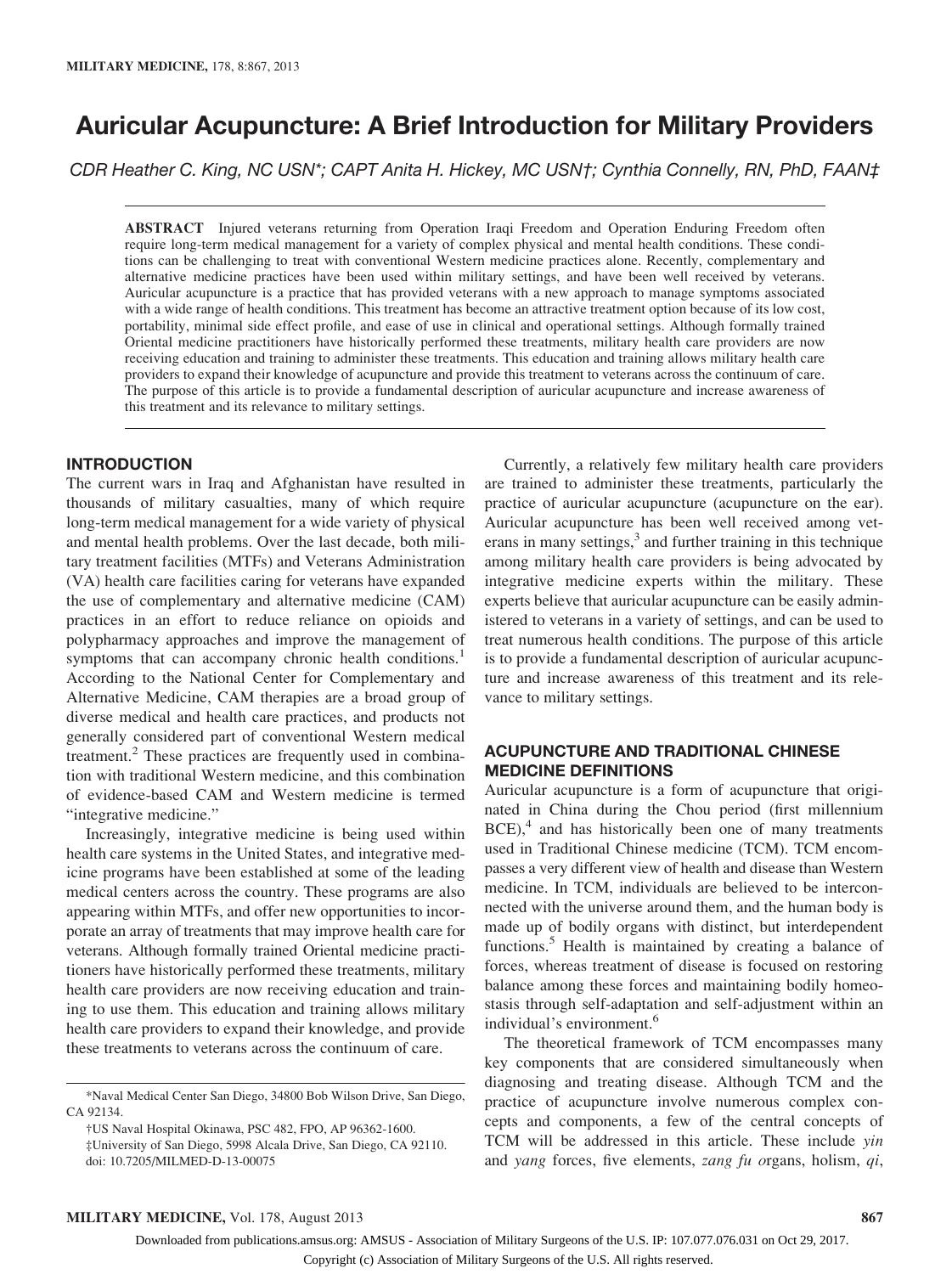# Auricular Acupuncture: A Brief Introduction for Military Providers

*CDR Heather C. King, NC USN*\*; *CAPT Anita H. Hickey, MC USN*†; *Cynthia Connelly, RN, PhD, FAAN*‡

**ABSTRACT** Injured veterans returning from Operation Iraqi Freedom and Operation Enduring Freedom often require long-term medical management for a variety of complex physical and mental health conditions. These conditions can be challenging to treat with conventional Western medicine practices alone. Recently, complementary and alternative medicine practices have been used within military settings, and have been well received by veterans. Auricular acupuncture is a practice that has provided veterans with a new approach to manage symptoms associated with a wide range of health conditions. This treatment has become an attractive treatment option because of its low cost, portability, minimal side effect profile, and ease of use in clinical and operational settings. Although formally trained Oriental medicine practitioners have historically performed these treatments, military health care providers are now receiving education and training to administer these treatments. This education and training allows military health care providers to expand their knowledge of acupuncture and provide this treatment to veterans across the continuum of care. The purpose of this article is to provide a fundamental description of auricular acupuncture and increase awareness of this treatment and its relevance to military settings.

## INTRODUCTION

The current wars in Iraq and Afghanistan have resulted in thousands of military casualties, many of which require long-term medical management for a wide variety of physical and mental health problems. Over the last decade, both military treatment facilities (MTFs) and Veterans Administration (VA) health care facilities caring for veterans have expanded the use of complementary and alternative medicine (CAM) practices in an effort to reduce reliance on opioids and polypharmacy approaches and improve the management of symptoms that can accompany chronic health conditions.[1] According to the National Center for Complementary and Alternative Medicine, CAM therapies are a broad group of diverse medical and health care practices, and products not generally considered part of conventional Western medical treatment.[2] These practices are frequently used in combination with traditional Western medicine, and this combination of evidence-based CAM and Western medicine is termed "integrative medicine."

Increasingly, integrative medicine is being used within health care systems in the United States, and integrative medicine programs have been established at some of the leading medical centers across the country. These programs are also appearing within MTFs, and offer new opportunities to incorporate an array of treatments that may improve health care for veterans. Although formally trained Oriental medicine practitioners have historically performed these treatments, military health care providers are now receiving education and training to use them. This education and training allows military health care providers to expand their knowledge, and provide these treatments to veterans across the continuum of care.

Currently, a relatively few military health care providers are trained to administer these treatments, particularly the practice of auricular acupuncture (acupuncture on the ear). Auricular acupuncture has been well received among veterans in many settings,[3] and further training in this technique among military health care providers is being advocated by integrative medicine experts within the military. These experts believe that auricular acupuncture can be easily administered to veterans in a variety of settings, and can be used to treat numerous health conditions. The purpose of this article is to provide a fundamental description of auricular acupuncture and increase awareness of this treatment and its relevance to military settings.

## ACUPUNCTURE AND TRADITIONAL CHINESE MEDICINE DEFINITIONS

Auricular acupuncture is a form of acupuncture that originated in China during the Chou period (first millennium BCE),[4] and has historically been one of many treatments used in Traditional Chinese medicine (TCM). TCM encompasses a very different view of health and disease than Western medicine. In TCM, individuals are believed to be interconnected with the universe around them, and the human body is made up of bodily organs with distinct, but interdependent functions.[5] Health is maintained by creating a balance of forces, whereas treatment of disease is focused on restoring balance among these forces and maintaining bodily homeostasis through self-adaptation and self-adjustment within an individual's environment.[6]

The theoretical framework of TCM encompasses many key components that are considered simultaneously when diagnosing and treating disease. Although TCM and the practice of acupuncture involve numerous complex concepts and components, a few of the central concepts of TCM will be addressed in this article. These include *yin* and *yang* forces, five elements, *zang fu o*rgans, holism, *qi*,

\*Naval Medical Center San Diego, 34800 Bob Wilson Drive, San Diego, CA 92134.

†US Naval Hospital Okinawa, PSC 482, FPO, AP 96362-1600.

‡University of San Diego, 5998 Alcala Drive, San Diego, CA 92110.

doi: 10.7205/MILMED-D-13-00075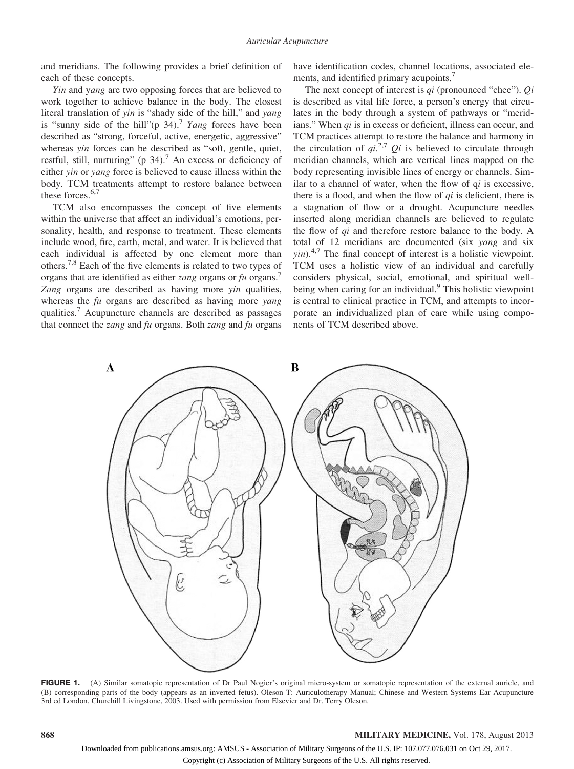and meridians. The following provides a brief definition of each of these concepts.

*Yin* and *yang* are two opposing forces that are believed to work together to achieve balance in the body. The closest literal translation of *yin* is "shady side of the hill," and *yang* is "sunny side of the hill"(p 34).[7] *Yang* forces have been described as "strong, forceful, active, energetic, aggressive" whereas *yin* forces can be described as "soft, gentle, quiet, restful, still, nurturing" (p 34).[7] An excess or deficiency of either *yin* or *yang* force is believed to cause illness within the body. TCM treatments attempt to restore balance between these forces.[6,7]

TCM also encompasses the concept of five elements within the universe that affect an individual's emotions, personality, health, and response to treatment. These elements include wood, fire, earth, metal, and water. It is believed that each individual is affected by one element more than others.[7,8] Each of the five elements is related to two types of organs that are identified as either *zang* organs or *fu* organs.[7] *Zang* organs are described as having more *yin* qualities, whereas the *fu* organs are described as having more *yang* qualities.[7] Acupuncture channels are described as passages that connect the *zang* and *fu* organs. Both *zang* and *fu* organs have identification codes, channel locations, associated elements, and identified primary acupoints.[7]

The next concept of interest is *qi* (pronounced "chee"). *Qi* is described as vital life force, a person's energy that circulates in the body through a system of pathways or "meridians." When *qi* is in excess or deficient, illness can occur, and TCM practices attempt to restore the balance and harmony in the circulation of *qi*.[2,7] *Qi* is believed to circulate through meridian channels, which are vertical lines mapped on the body representing invisible lines of energy or channels. Similar to a channel of water, when the flow of *qi* is excessive, there is a flood, and when the flow of *qi* is deficient, there is a stagnation of flow or a drought. Acupuncture needles inserted along meridian channels are believed to regulate the flow of *qi* and therefore restore balance to the body. A total of 12 meridians are documented (six *yang* and six *yin*).[4,7] The final concept of interest is a holistic viewpoint. TCM uses a holistic view of an individual and carefully considers physical, social, emotional, and spiritual well-being when caring for an individual.[9] This holistic viewpoint is central to clinical practice in TCM, and attempts to incorporate an individualized plan of care while using components of TCM described above.

**FIGURE 1.** (A) Similar somatopic representation of Dr Paul Nogier's original micro-system or somatopic representation of the external auricle, and (B) corresponding parts of the body (appears as an inverted fetus). Oleson T: Auriculotherapy Manual; Chinese and Western Systems Ear Acupuncture 3rd ed London, Churchill Livingstone, 2003. Used with permission from Elsevier and Dr. Terry Oleson.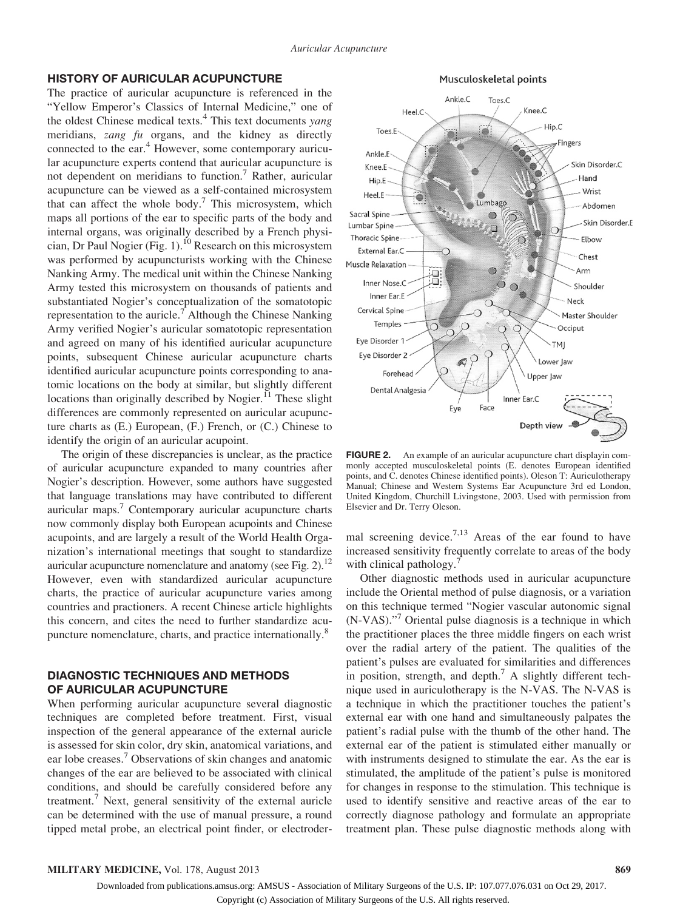## HISTORY OF AURICULAR ACUPUNCTURE

The practice of auricular acupuncture is referenced in the "Yellow Emperor's Classics of Internal Medicine," one of the oldest Chinese medical texts.[4] This text documents *yang* meridians, *zang fu* organs, and the kidney as directly connected to the ear.[4] However, some contemporary auricular acupuncture experts contend that auricular acupuncture is not dependent on meridians to function.[7] Rather, auricular acupuncture can be viewed as a self-contained microsystem that can affect the whole body.[7] This microsystem, which maps all portions of the ear to specific parts of the body and internal organs, was originally described by a French physician, Dr Paul Nogier (Fig. 1).[10] Research on this microsystem was performed by acupuncturists working with the Chinese Nanking Army. The medical unit within the Chinese Nanking Army tested this microsystem on thousands of patients and substantiated Nogier's conceptualization of the somatotopic representation to the auricle.[7] Although the Chinese Nanking Army verified Nogier's auricular somatotopic representation and agreed on many of his identified auricular acupuncture points, subsequent Chinese auricular acupuncture charts identified auricular acupuncture points corresponding to anatomic locations on the body at similar, but slightly different locations than originally described by Nogier.[11] These slight differences are commonly represented on auricular acupuncture charts as (E.) European, (F.) French, or (C.) Chinese to identify the origin of an auricular acupoint.

The origin of these discrepancies is unclear, as the practice of auricular acupuncture expanded to many countries after Nogier's description. However, some authors have suggested that language translations may have contributed to different auricular maps.[7] Contemporary auricular acupuncture charts now commonly display both European acupoints and Chinese acupoints, and are largely a result of the World Health Organization's international meetings that sought to standardize auricular acupuncture nomenclature and anatomy (see Fig. 2).[12] However, even with standardized auricular acupuncture charts, the practice of auricular acupuncture varies among countries and practioners. A recent Chinese article highlights this concern, and cites the need to further standardize acupuncture nomenclature, charts, and practice internationally.[8]

**FIGURE 2.** An example of an auricular acupuncture chart displayin commonly accepted musculoskeletal points (E. denotes European identified points, and C. denotes Chinese identified points). Oleson T: Auriculotherapy Manual; Chinese and Western Systems Ear Acupuncture 3rd ed London, United Kingdom, Churchill Livingstone, 2003. Used with permission from Elsevier and Dr. Terry Oleson.

## DIAGNOSTIC TECHNIQUES AND METHODS OF AURICULAR ACUPUNCTURE

When performing auricular acupuncture several diagnostic techniques are completed before treatment. First, visual inspection of the general appearance of the external auricle is assessed for skin color, dry skin, anatomical variations, and ear lobe creases.[7] Observations of skin changes and anatomic changes of the ear are believed to be associated with clinical conditions, and should be carefully considered before any treatment.[7] Next, general sensitivity of the external auricle can be determined with the use of manual pressure, a round tipped metal probe, an electrical point finder, or electrodermal screening device.[7,13] Areas of the ear found to have increased sensitivity frequently correlate to areas of the body with clinical pathology.[7]

Other diagnostic methods used in auricular acupuncture include the Oriental method of pulse diagnosis, or a variation on this technique termed "Nogier vascular autonomic signal (N-VAS)."[7] Oriental pulse diagnosis is a technique in which the practitioner places the three middle fingers on each wrist over the radial artery of the patient. The qualities of the patient's pulses are evaluated for similarities and differences in position, strength, and depth.[7] A slightly different technique used in auriculotherapy is the N-VAS. The N-VAS is a technique in which the practitioner touches the patient's external ear with one hand and simultaneously palpates the patient's radial pulse with the thumb of the other hand. The external ear of the patient is stimulated either manually or with instruments designed to stimulate the ear. As the ear is stimulated, the amplitude of the patient's pulse is monitored for changes in response to the stimulation. This technique is used to identify sensitive and reactive areas of the ear to correctly diagnose pathology and formulate an appropriate treatment plan. These pulse diagnostic methods along with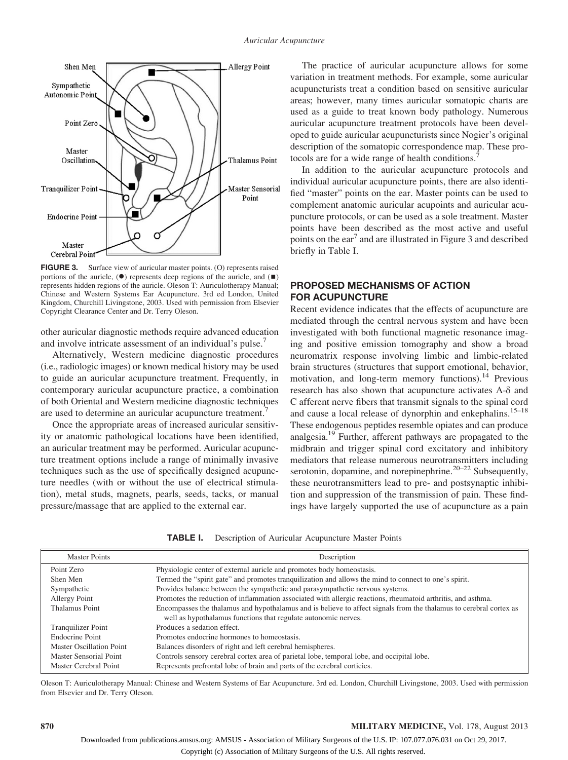FIGURE 3. Surface view of auricular master points. (O) represents raised portions of the auricle, (●) represents deep regions of the auricle, and (■) represents hidden regions of the auricle. Oleson T: Auriculotherapy Manual; Chinese and Western Systems Ear Acupuncture. 3rd ed London, United Kingdom, Churchill Livingstone, 2003. Used with permission from Elsevier Copyright Clearance Center and Dr. Terry Oleson.

other auricular diagnostic methods require advanced education and involve intricate assessment of an individual's pulse.[7]

Alternatively, Western medicine diagnostic procedures (i.e., radiologic images) or known medical history may be used to guide an auricular acupuncture treatment. Frequently, in contemporary auricular acupuncture practice, a combination of both Oriental and Western medicine diagnostic techniques are used to determine an auricular acupuncture treatment.[7]

Once the appropriate areas of increased auricular sensitivity or anatomic pathological locations have been identified, an auricular treatment may be performed. Auricular acupuncture treatment options include a range of minimally invasive techniques such as the use of specifically designed acupuncture needles (with or without the use of electrical stimulation), metal studs, magnets, pearls, seeds, tacks, or manual pressure/massage that are applied to the external ear.

The practice of auricular acupuncture allows for some variation in treatment methods. For example, some auricular acupuncturists treat a condition based on sensitive auricular areas; however, many times auricular somatopic charts are used as a guide to treat known body pathology. Numerous auricular acupuncture treatment protocols have been developed to guide auricular acupuncturists since Nogier's original description of the somatopic correspondence map. These protocols are for a wide range of health conditions.[7]

In addition to the auricular acupuncture protocols and individual auricular acupuncture points, there are also identified "master" points on the ear. Master points can be used to complement anatomic auricular acupoints and auricular acupuncture protocols, or can be used as a sole treatment. Master points have been described as the most active and useful points on the ear[7] and are illustrated in Figure 3 and described briefly in Table I.

## PROPOSED MECHANISMS OF ACTION FOR ACUPUNCTURE

Recent evidence indicates that the effects of acupuncture are mediated through the central nervous system and have been investigated with both functional magnetic resonance imaging and positive emission tomography and show a broad neuromatrix response involving limbic and limbic-related brain structures (structures that support emotional, behavior, motivation, and long-term memory functions).[14] Previous research has also shown that acupuncture activates A-$\delta$ and C afferent nerve fibers that transmit signals to the spinal cord and cause a local release of dynorphin and enkephalins.[15–18] These endogenous peptides resemble opiates and can produce analgesia.[19] Further, afferent pathways are propagated to the midbrain and trigger spinal cord excitatory and inhibitory mediators that release numerous neurotransmitters including serotonin, dopamine, and norepinephrine.[20–22] Subsequently, these neurotransmitters lead to pre- and postsynaptic inhibition and suppression of the transmission of pain. These findings have largely supported the use of acupuncture as a pain

**TABLE I.** Description of Auricular Acupuncture Master Points

| Master Points | Description |
|---|---|
| Point Zero | Physiologic center of external auricle and promotes body homeostasis. |
| Shen Men | Termed the "spirit gate" and promotes tranquilization and allows the mind to connect to one's spirit. |
| Sympathetic | Provides balance between the sympathetic and parasympathetic nervous systems. |
| Allergy Point | Promotes the reduction of inflammation associated with allergic reactions, rheumatoid arthritis, and asthma. |
| Thalamus Point | Encompasses the thalamus and hypothalamus and is believe to affect signals from the thalamus to cerebral cortex as well as hypothalamus functions that regulate autonomic nerves. |
| Tranquilizer Point | Produces a sedation effect. |
| Endocrine Point | Promotes endocrine hormones to homeostasis. |
| Master Oscillation Point | Balances disorders of right and left cerebral hemispheres. |
| Master Sensorial Point | Controls sensory cerebral cortex area of parietal lobe, temporal lobe, and occipital lobe. |
| Master Cerebral Point | Represents prefrontal lobe of brain and parts of the cerebral corticies. |

Oleson T: Auriculotherapy Manual: Chinese and Western Systems of Ear Acupuncture. 3rd ed. London, Churchill Livingstone, 2003. Used with permission from Elsevier and Dr. Terry Oleson.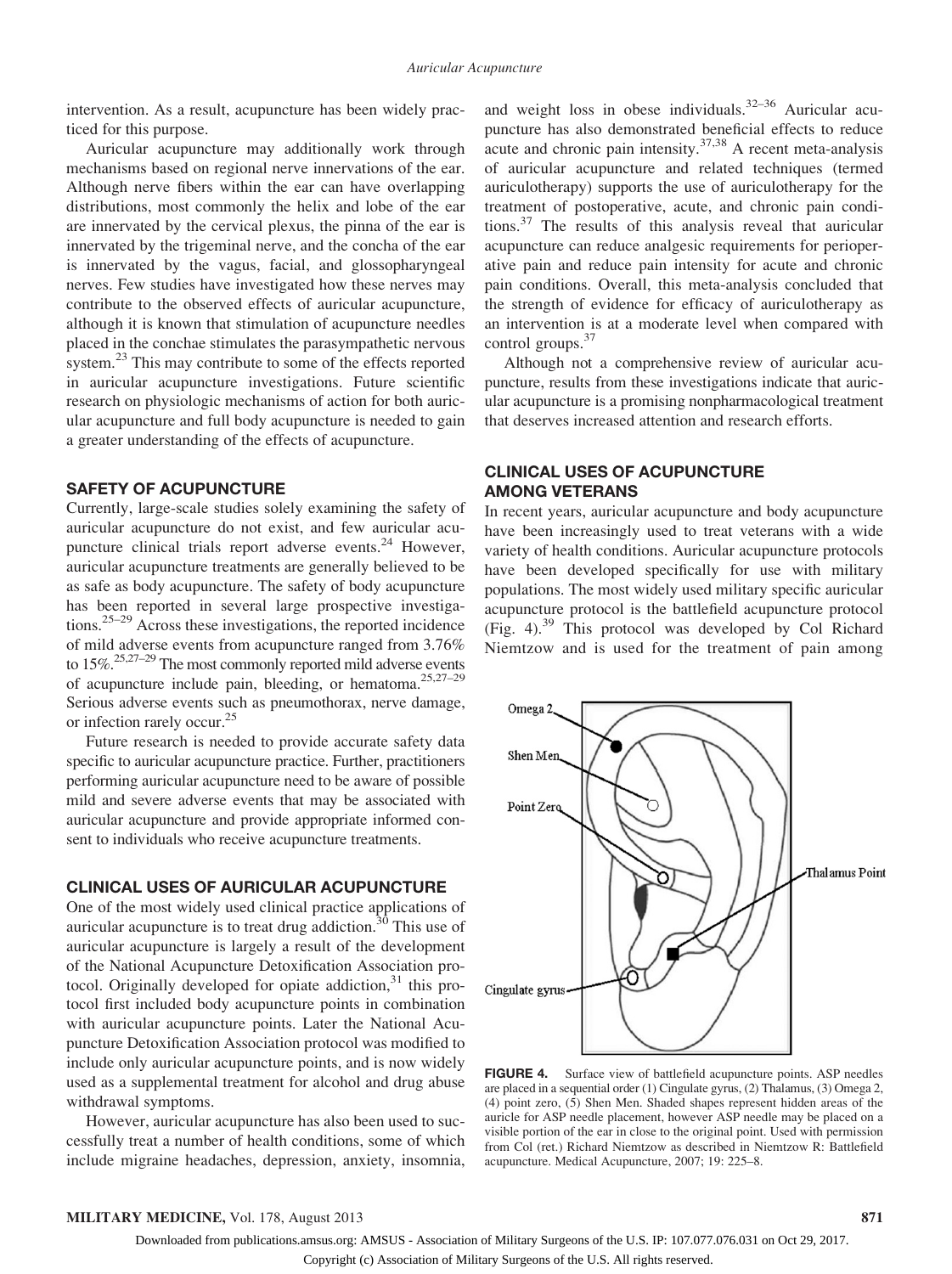intervention. As a result, acupuncture has been widely practiced for this purpose.

Auricular acupuncture may additionally work through mechanisms based on regional nerve innervations of the ear. Although nerve fibers within the ear can have overlapping distributions, most commonly the helix and lobe of the ear are innervated by the cervical plexus, the pinna of the ear is innervated by the trigeminal nerve, and the concha of the ear is innervated by the vagus, facial, and glossopharyngeal nerves. Few studies have investigated how these nerves may contribute to the observed effects of auricular acupuncture, although it is known that stimulation of acupuncture needles placed in the conchae stimulates the parasympathetic nervous system.[23] This may contribute to some of the effects reported in auricular acupuncture investigations. Future scientific research on physiologic mechanisms of action for both auricular acupuncture and full body acupuncture is needed to gain a greater understanding of the effects of acupuncture.

## SAFETY OF ACUPUNCTURE

Currently, large-scale studies solely examining the safety of auricular acupuncture do not exist, and few auricular acupuncture clinical trials report adverse events.[24] However, auricular acupuncture treatments are generally believed to be as safe as body acupuncture. The safety of body acupuncture has been reported in several large prospective investigations.[25–29] Across these investigations, the reported incidence of mild adverse events from acupuncture ranged from 3.76% to 15%.[25,27–29] The most commonly reported mild adverse events of acupuncture include pain, bleeding, or hematoma.[25,27–29] Serious adverse events such as pneumothorax, nerve damage, or infection rarely occur.[25]

Future research is needed to provide accurate safety data specific to auricular acupuncture practice. Further, practitioners performing auricular acupuncture need to be aware of possible mild and severe adverse events that may be associated with auricular acupuncture and provide appropriate informed consent to individuals who receive acupuncture treatments.

## CLINICAL USES OF AURICULAR ACUPUNCTURE

One of the most widely used clinical practice applications of auricular acupuncture is to treat drug addiction.[30] This use of auricular acupuncture is largely a result of the development of the National Acupuncture Detoxification Association protocol. Originally developed for opiate addiction,[31] this protocol first included body acupuncture points in combination with auricular acupuncture points. Later the National Acupuncture Detoxification Association protocol was modified to include only auricular acupuncture points, and is now widely used as a supplemental treatment for alcohol and drug abuse withdrawal symptoms.

However, auricular acupuncture has also been used to successfully treat a number of health conditions, some of which include migraine headaches, depression, anxiety, insomnia, and weight loss in obese individuals.[32–36] Auricular acupuncture has also demonstrated beneficial effects to reduce acute and chronic pain intensity.[37,38] A recent meta-analysis of auricular acupuncture and related techniques (termed auriculotherapy) supports the use of auriculotherapy for the treatment of postoperative, acute, and chronic pain conditions.[37] The results of this analysis reveal that auricular acupuncture can reduce analgesic requirements for perioperative pain and reduce pain intensity for acute and chronic pain conditions. Overall, this meta-analysis concluded that the strength of evidence for efficacy of auriculotherapy as an intervention is at a moderate level when compared with control groups.[37]

Although not a comprehensive review of auricular acupuncture, results from these investigations indicate that auricular acupuncture is a promising nonpharmacological treatment that deserves increased attention and research efforts.

## CLINICAL USES OF ACUPUNCTURE AMONG VETERANS

In recent years, auricular acupuncture and body acupuncture have been increasingly used to treat veterans with a wide variety of health conditions. Auricular acupuncture protocols have been developed specifically for use with military populations. The most widely used military specific auricular acupuncture protocol is the battlefield acupuncture protocol (Fig. 4).[39] This protocol was developed by Col Richard Niemtzow and is used for the treatment of pain among

**FIGURE 4.** Surface view of battlefield acupuncture points. ASP needles are placed in a sequential order (1) Cingulate gyrus, (2) Thalamus, (3) Omega 2, (4) point zero, (5) Shen Men. Shaded shapes represent hidden areas of the auricle for ASP needle placement, however ASP needle may be placed on a visible portion of the ear in close to the original point. Used with permission from Col (ret.) Richard Niemtzow as described in Niemtzow R: Battlefield acupuncture. Medical Acupuncture, 2007; 19: 225–8.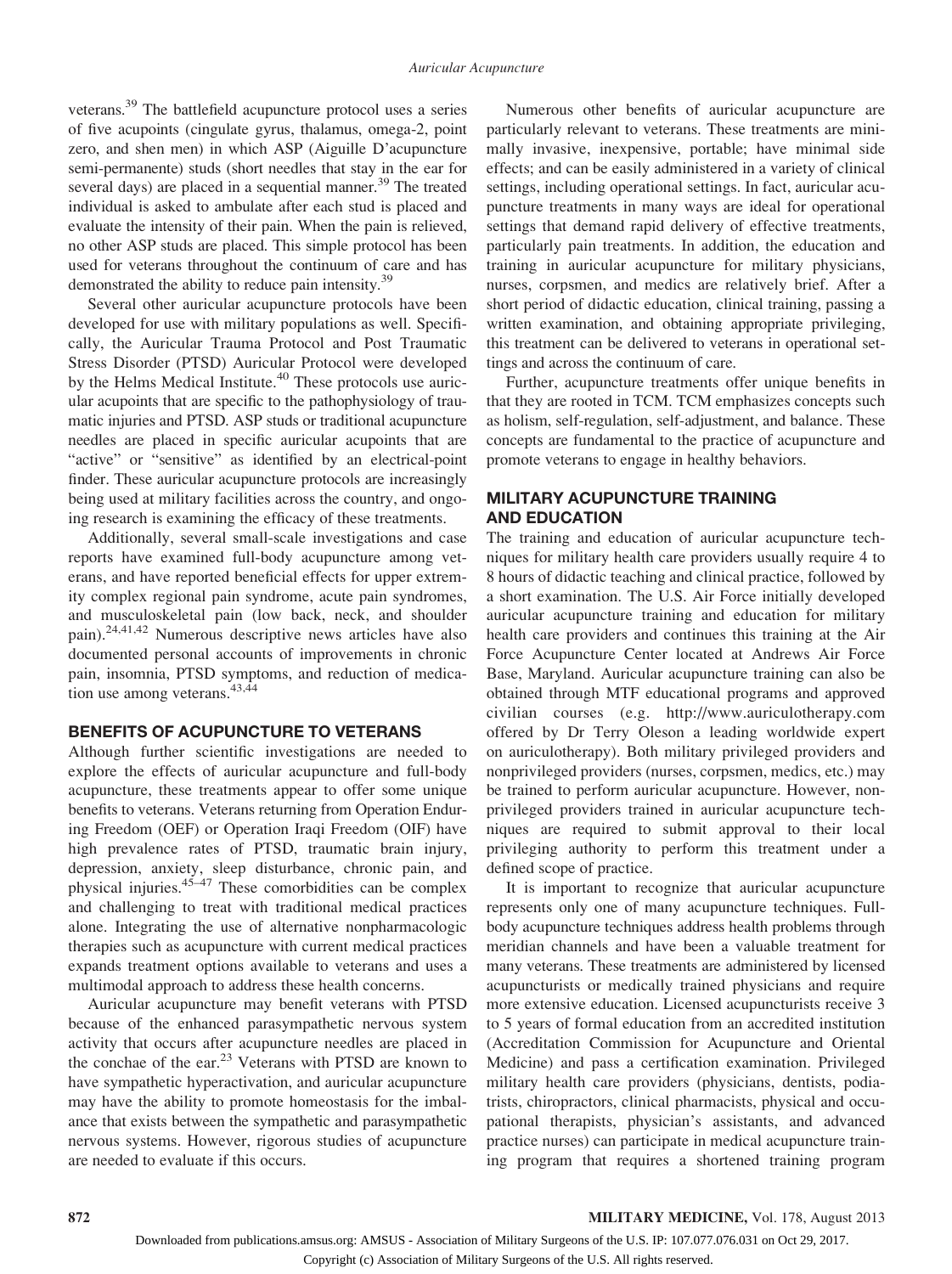veterans.[39] The battlefield acupuncture protocol uses a series of five acupoints (cingulate gyrus, thalamus, omega-2, point zero, and shen men) in which ASP (Aiguille D'acupuncture semi-permanente) studs (short needles that stay in the ear for several days) are placed in a sequential manner.[39] The treated individual is asked to ambulate after each stud is placed and evaluate the intensity of their pain. When the pain is relieved, no other ASP studs are placed. This simple protocol has been used for veterans throughout the continuum of care and has demonstrated the ability to reduce pain intensity.[39]

Several other auricular acupuncture protocols have been developed for use with military populations as well. Specifically, the Auricular Trauma Protocol and Post Traumatic Stress Disorder (PTSD) Auricular Protocol were developed by the Helms Medical Institute.[40] These protocols use auricular acupoints that are specific to the pathophysiology of traumatic injuries and PTSD. ASP studs or traditional acupuncture needles are placed in specific auricular acupoints that are "active" or "sensitive" as identified by an electrical-point finder. These auricular acupuncture protocols are increasingly being used at military facilities across the country, and ongoing research is examining the efficacy of these treatments.

Additionally, several small-scale investigations and case reports have examined full-body acupuncture among veterans, and have reported beneficial effects for upper extremity complex regional pain syndrome, acute pain syndromes, and musculoskeletal pain (low back, neck, and shoulder pain).[24,41,42] Numerous descriptive news articles have also documented personal accounts of improvements in chronic pain, insomnia, PTSD symptoms, and reduction of medication use among veterans.[43,44]

## BENEFITS OF ACUPUNCTURE TO VETERANS

Although further scientific investigations are needed to explore the effects of auricular acupuncture and full-body acupuncture, these treatments appear to offer some unique benefits to veterans. Veterans returning from Operation Enduring Freedom (OEF) or Operation Iraqi Freedom (OIF) have high prevalence rates of PTSD, traumatic brain injury, depression, anxiety, sleep disturbance, chronic pain, and physical injuries.[45–47] These comorbidities can be complex and challenging to treat with traditional medical practices alone. Integrating the use of alternative nonpharmacologic therapies such as acupuncture with current medical practices expands treatment options available to veterans and uses a multimodal approach to address these health concerns.

Auricular acupuncture may benefit veterans with PTSD because of the enhanced parasympathetic nervous system activity that occurs after acupuncture needles are placed in the conchae of the ear.[23] Veterans with PTSD are known to have sympathetic hyperactivation, and auricular acupuncture may have the ability to promote homeostasis for the imbalance that exists between the sympathetic and parasympathetic nervous systems. However, rigorous studies of acupuncture are needed to evaluate if this occurs.

Numerous other benefits of auricular acupuncture are particularly relevant to veterans. These treatments are minimally invasive, inexpensive, portable; have minimal side effects; and can be easily administered in a variety of clinical settings, including operational settings. In fact, auricular acupuncture treatments in many ways are ideal for operational settings that demand rapid delivery of effective treatments, particularly pain treatments. In addition, the education and training in auricular acupuncture for military physicians, nurses, corpsmen, and medics are relatively brief. After a short period of didactic education, clinical training, passing a written examination, and obtaining appropriate privileging, this treatment can be delivered to veterans in operational settings and across the continuum of care.

Further, acupuncture treatments offer unique benefits in that they are rooted in TCM. TCM emphasizes concepts such as holism, self-regulation, self-adjustment, and balance. These concepts are fundamental to the practice of acupuncture and promote veterans to engage in healthy behaviors.

## MILITARY ACUPUNCTURE TRAINING AND EDUCATION

The training and education of auricular acupuncture techniques for military health care providers usually require 4 to 8 hours of didactic teaching and clinical practice, followed by a short examination. The U.S. Air Force initially developed auricular acupuncture training and education for military health care providers and continues this training at the Air Force Acupuncture Center located at Andrews Air Force Base, Maryland. Auricular acupuncture training can also be obtained through MTF educational programs and approved civilian courses (e.g. http://www.auriculotherapy.com offered by Dr Terry Oleson a leading worldwide expert on auriculotherapy). Both military privileged providers and nonprivileged providers (nurses, corpsmen, medics, etc.) may be trained to perform auricular acupuncture. However, nonprivileged providers trained in auricular acupuncture techniques are required to submit approval to their local privileging authority to perform this treatment under a defined scope of practice.

It is important to recognize that auricular acupuncture represents only one of many acupuncture techniques. Full-body acupuncture techniques address health problems through meridian channels and have been a valuable treatment for many veterans. These treatments are administered by licensed acupuncturists or medically trained physicians and require more extensive education. Licensed acupuncturists receive 3 to 5 years of formal education from an accredited institution (Accreditation Commission for Acupuncture and Oriental Medicine) and pass a certification examination. Privileged military health care providers (physicians, dentists, podiatrists, chiropractors, clinical pharmacists, physical and occupational therapists, physician's assistants, and advanced practice nurses) can participate in medical acupuncture training program that requires a shortened training program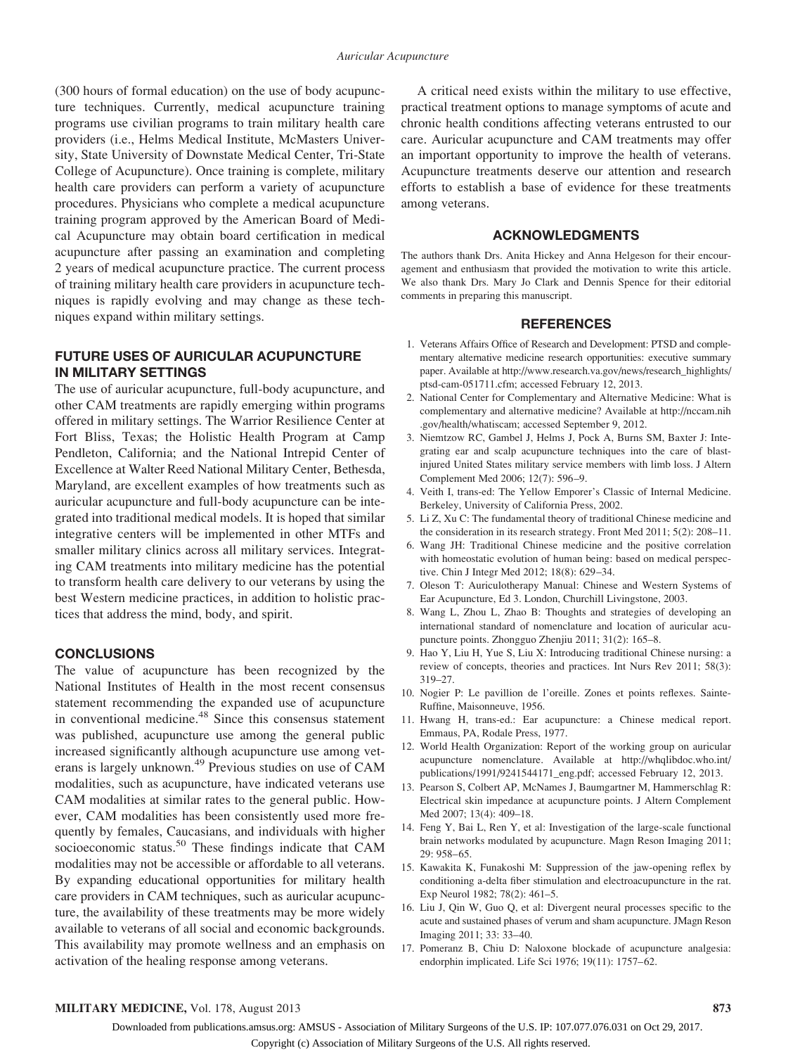(300 hours of formal education) on the use of body acupuncture techniques. Currently, medical acupuncture training programs use civilian programs to train military health care providers (i.e., Helms Medical Institute, McMasters University, State University of Downstate Medical Center, Tri-State College of Acupuncture). Once training is complete, military health care providers can perform a variety of acupuncture procedures. Physicians who complete a medical acupuncture training program approved by the American Board of Medical Acupuncture may obtain board certification in medical acupuncture after passing an examination and completing 2 years of medical acupuncture practice. The current process of training military health care providers in acupuncture techniques is rapidly evolving and may change as these techniques expand within military settings.

## FUTURE USES OF AURICULAR ACUPUNCTURE IN MILITARY SETTINGS

The use of auricular acupuncture, full-body acupuncture, and other CAM treatments are rapidly emerging within programs offered in military settings. The Warrior Resilience Center at Fort Bliss, Texas; the Holistic Health Program at Camp Pendleton, California; and the National Intrepid Center of Excellence at Walter Reed National Military Center, Bethesda, Maryland, are excellent examples of how treatments such as auricular acupuncture and full-body acupuncture can be integrated into traditional medical models. It is hoped that similar integrative centers will be implemented in other MTFs and smaller military clinics across all military services. Integrating CAM treatments into military medicine has the potential to transform health care delivery to our veterans by using the best Western medicine practices, in addition to holistic practices that address the mind, body, and spirit.

## CONCLUSIONS

The value of acupuncture has been recognized by the National Institutes of Health in the most recent consensus statement recommending the expanded use of acupuncture in conventional medicine.[48] Since this consensus statement was published, acupuncture use among the general public increased significantly although acupuncture use among veterans is largely unknown.[49] Previous studies on use of CAM modalities, such as acupuncture, have indicated veterans use CAM modalities at similar rates to the general public. However, CAM modalities has been consistently used more frequently by females, Caucasians, and individuals with higher socioeconomic status.[50] These findings indicate that CAM modalities may not be accessible or affordable to all veterans. By expanding educational opportunities for military health care providers in CAM techniques, such as auricular acupuncture, the availability of these treatments may be more widely available to veterans of all social and economic backgrounds. This availability may promote wellness and an emphasis on activation of the healing response among veterans.

A critical need exists within the military to use effective, practical treatment options to manage symptoms of acute and chronic health conditions affecting veterans entrusted to our care. Auricular acupuncture and CAM treatments may offer an important opportunity to improve the health of veterans. Acupuncture treatments deserve our attention and research efforts to establish a base of evidence for these treatments among veterans.

## ACKNOWLEDGMENTS

The authors thank Drs. Anita Hickey and Anna Helgeson for their encouragement and enthusiasm that provided the motivation to write this article. We also thank Drs. Mary Jo Clark and Dennis Spence for their editorial comments in preparing this manuscript.

## REFERENCES

1. Veterans Affairs Office of Research and Development: PTSD and complementary alternative medicine research opportunities: executive summary paper. Available at http://www.research.va.gov/news/research_highlights/ptsd-cam-051711.cfm; accessed February 12, 2013.
2. National Center for Complementary and Alternative Medicine: What is complementary and alternative medicine? Available at http://nccam.nih.gov/health/whatiscam; accessed September 9, 2012.
3. Niemtzow RC, Gambel J, Helms J, Pock A, Burns SM, Baxter J: Integrating ear and scalp acupuncture techniques into the care of blast-injured United States military service members with limb loss. J Altern Complement Med 2006; 12(7): 596–9.
4. Veith I, trans-ed: The Yellow Emporer's Classic of Internal Medicine. Berkeley, University of California Press, 2002.
5. Li Z, Xu C: The fundamental theory of traditional Chinese medicine and the consideration in its research strategy. Front Med 2011; 5(2): 208–11.
6. Wang JH: Traditional Chinese medicine and the positive correlation with homeostatic evolution of human being: based on medical perspective. Chin J Integr Med 2012; 18(8): 629–34.
7. Oleson T: Auriculotherapy Manual: Chinese and Western Systems of Ear Acupuncture, Ed 3. London, Churchill Livingstone, 2003.
8. Wang L, Zhou L, Zhao B: Thoughts and strategies of developing an international standard of nomenclature and location of auricular acupuncture points. Zhongguo Zhenjiu 2011; 31(2): 165–8.
9. Hao Y, Liu H, Yue S, Liu X: Introducing traditional Chinese nursing: a review of concepts, theories and practices. Int Nurs Rev 2011; 58(3): 319–27.
10. Nogier P: Le pavillion de l'oreille. Zones et points reflexes. Sainte-Ruffine, Maisonneuve, 1956.
11. Hwang H, trans-ed.: Ear acupuncture: a Chinese medical report. Emmaus, PA, Rodale Press, 1977.
12. World Health Organization: Report of the working group on auricular acupuncture nomenclature. Available at http://whqlibdoc.who.int/publications/1991/9241544171_eng.pdf; accessed February 12, 2013.
13. Pearson S, Colbert AP, McNames J, Baumgartner M, Hammerschlag R: Electrical skin impedance at acupuncture points. J Altern Complement Med 2007; 13(4): 409–18.
14. Feng Y, Bai L, Ren Y, et al: Investigation of the large-scale functional brain networks modulated by acupuncture. Magn Reson Imaging 2011; 29: 958–65.
15. Kawakita K, Funakoshi M: Suppression of the jaw-opening reflex by conditioning a-delta fiber stimulation and electroacupuncture in the rat. Exp Neurol 1982; 78(2): 461–5.
16. Liu J, Qin W, Guo Q, et al: Divergent neural processes specific to the acute and sustained phases of verum and sham acupuncture. JMagn Reson Imaging 2011; 33: 33–40.
17. Pomeranz B, Chiu D: Naloxone blockade of acupuncture analgesia: endorphin implicated. Life Sci 1976; 19(11): 1757–62.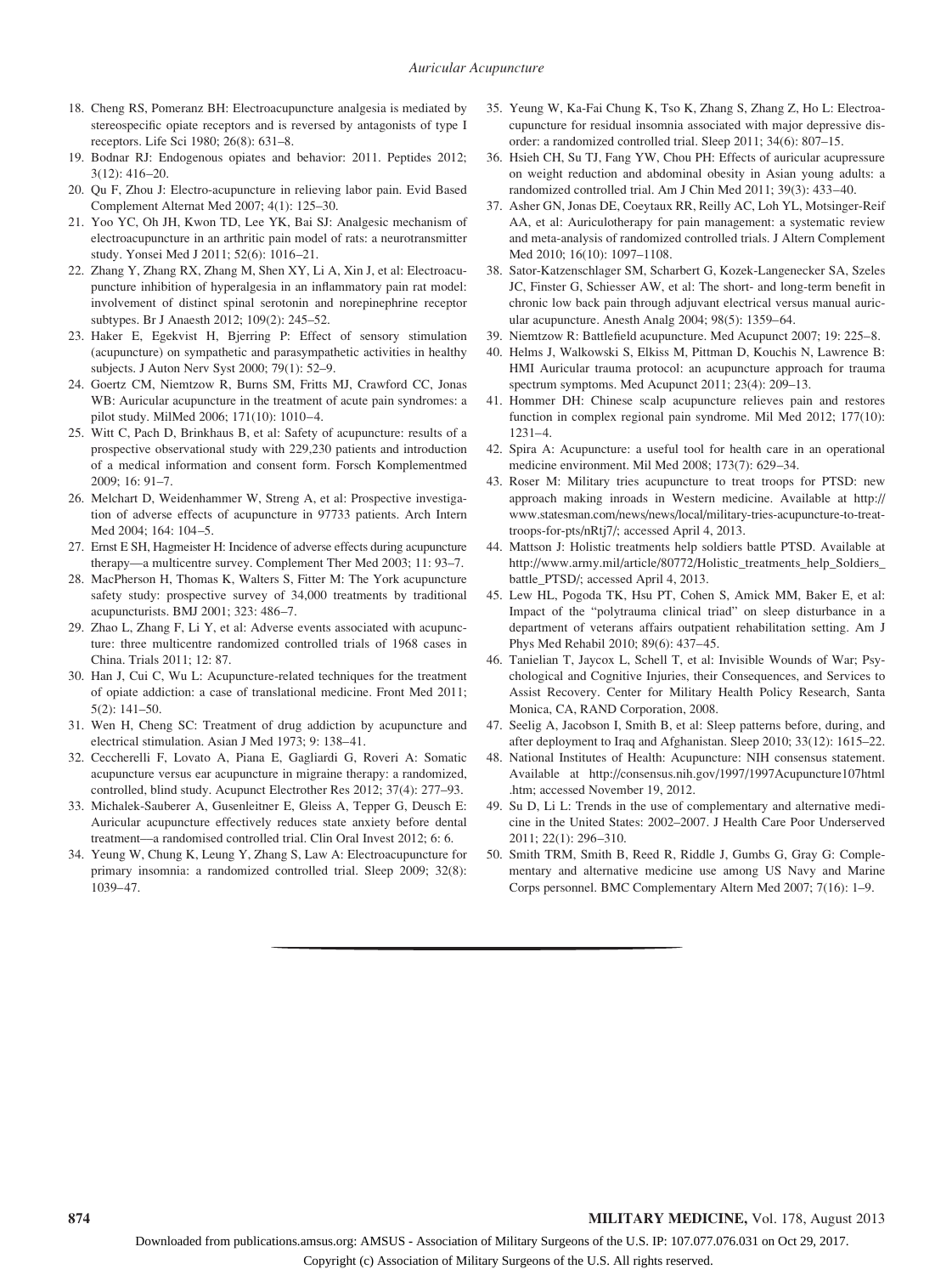18. Cheng RS, Pomeranz BH: Electroacupuncture analgesia is mediated by stereospecific opiate receptors and is reversed by antagonists of type I receptors. Life Sci 1980; 26(8): 631–8.
19. Bodnar RJ: Endogenous opiates and behavior: 2011. Peptides 2012; 3(12): 416–20.
20. Qu F, Zhou J: Electro-acupuncture in relieving labor pain. Evid Based Complement Alternat Med 2007; 4(1): 125–30.
21. Yoo YC, Oh JH, Kwon TD, Lee YK, Bai SJ: Analgesic mechanism of electroacupuncture in an arthritic pain model of rats: a neurotransmitter study. Yonsei Med J 2011; 52(6): 1016–21.
22. Zhang Y, Zhang RX, Zhang M, Shen XY, Li A, Xin J, et al: Electroacupuncture inhibition of hyperalgesia in an inflammatory pain rat model: involvement of distinct spinal serotonin and norepinephrine receptor subtypes. Br J Anaesth 2012; 109(2): 245–52.
23. Haker E, Egekvist H, Bjerring P: Effect of sensory stimulation (acupuncture) on sympathetic and parasympathetic activities in healthy subjects. J Auton Nerv Syst 2000; 79(1): 52–9.
24. Goertz CM, Niemtzow R, Burns SM, Fritts MJ, Crawford CC, Jonas WB: Auricular acupuncture in the treatment of acute pain syndromes: a pilot study. MilMed 2006; 171(10): 1010–4.
25. Witt C, Pach D, Brinkhaus B, et al: Safety of acupuncture: results of a prospective observational study with 229,230 patients and introduction of a medical information and consent form. Forsch Komplementmed 2009; 16: 91–7.
26. Melchart D, Weidenhammer W, Streng A, et al: Prospective investigation of adverse effects of acupuncture in 97733 patients. Arch Intern Med 2004; 164: 104–5.
27. Ernst E SH, Hagmeister H: Incidence of adverse effects during acupuncture therapy—a multicentre survey. Complement Ther Med 2003; 11: 93–7.
28. MacPherson H, Thomas K, Walters S, Fitter M: The York acupuncture safety study: prospective survey of 34,000 treatments by traditional acupuncturists. BMJ 2001; 323: 486–7.
29. Zhao L, Zhang F, Li Y, et al: Adverse events associated with acupuncture: three multicentre randomized controlled trials of 1968 cases in China. Trials 2011; 12: 87.
30. Han J, Cui C, Wu L: Acupuncture-related techniques for the treatment of opiate addiction: a case of translational medicine. Front Med 2011; 5(2): 141–50.
31. Wen H, Cheng SC: Treatment of drug addiction by acupuncture and electrical stimulation. Asian J Med 1973; 9: 138–41.
32. Ceccherelli F, Lovato A, Piana E, Gagliardi G, Roveri A: Somatic acupuncture versus ear acupuncture in migraine therapy: a randomized, controlled, blind study. Acupunct Electrother Res 2012; 37(4): 277–93.
33. Michalek-Sauberer A, Gusenleitner E, Gleiss A, Tepper G, Deusch E: Auricular acupuncture effectively reduces state anxiety before dental treatment—a randomised controlled trial. Clin Oral Invest 2012; 6: 6.
34. Yeung W, Chung K, Leung Y, Zhang S, Law A: Electroacupuncture for primary insomnia: a randomized controlled trial. Sleep 2009; 32(8): 1039–47.
35. Yeung W, Ka-Fai Chung K, Tso K, Zhang S, Zhang Z, Ho L: Electroacupuncture for residual insomnia associated with major depressive disorder: a randomized controlled trial. Sleep 2011; 34(6): 807–15.
36. Hsieh CH, Su TJ, Fang YW, Chou PH: Effects of auricular acupressure on weight reduction and abdominal obesity in Asian young adults: a randomized controlled trial. Am J Chin Med 2011; 39(3): 433–40.
37. Asher GN, Jonas DE, Coeytaux RR, Reilly AC, Loh YL, Motsinger-Reif AA, et al: Auriculotherapy for pain management: a systematic review and meta-analysis of randomized controlled trials. J Altern Complement Med 2010; 16(10): 1097–1108.
38. Sator-Katzenschlager SM, Scharbert G, Kozek-Langenecker SA, Szeles JC, Finster G, Schiesser AW, et al: The short- and long-term benefit in chronic low back pain through adjuvant electrical versus manual auricular acupuncture. Anesth Analg 2004; 98(5): 1359–64.
39. Niemtzow R: Battlefield acupuncture. Med Acupunct 2007; 19: 225–8.
40. Helms J, Walkowski S, Elkiss M, Pittman D, Kouchis N, Lawrence B: HMI Auricular trauma protocol: an acupuncture approach for trauma spectrum symptoms. Med Acupunct 2011; 23(4): 209–13.
41. Hommer DH: Chinese scalp acupuncture relieves pain and restores function in complex regional pain syndrome. Mil Med 2012; 177(10): 1231–4.
42. Spira A: Acupuncture: a useful tool for health care in an operational medicine environment. Mil Med 2008; 173(7): 629–34.
43. Roser M: Military tries acupuncture to treat troops for PTSD: new approach making inroads in Western medicine. Available at http://www.statesman.com/news/news/local/military-tries-acupuncture-to-treat-troops-for-pts/nRtj7/; accessed April 4, 2013.
44. Mattson J: Holistic treatments help soldiers battle PTSD. Available at http://www.army.mil/article/80772/Holistic_treatments_help_Soldiers_battle_PTSD/; accessed April 4, 2013.
45. Lew HL, Pogoda TK, Hsu PT, Cohen S, Amick MM, Baker E, et al: Impact of the "polytrauma clinical triad" on sleep disturbance in a department of veterans affairs outpatient rehabilitation setting. Am J Phys Med Rehabil 2010; 89(6): 437–45.
46. Tanielian T, Jaycox L, Schell T, et al: Invisible Wounds of War; Psychological and Cognitive Injuries, their Consequences, and Services to Assist Recovery. Center for Military Health Policy Research, Santa Monica, CA, RAND Corporation, 2008.
47. Seelig A, Jacobson I, Smith B, et al: Sleep patterns before, during, and after deployment to Iraq and Afghanistan. Sleep 2010; 33(12): 1615–22.
48. National Institutes of Health: Acupuncture: NIH consensus statement. Available at http://consensus.nih.gov/1997/1997Acupuncture107html.htm; accessed November 19, 2012.
49. Su D, Li L: Trends in the use of complementary and alternative medicine in the United States: 2002–2007. J Health Care Poor Underserved 2011; 22(1): 296–310.
50. Smith TRM, Smith B, Reed R, Riddle J, Gumbs G, Gray G: Complementary and alternative medicine use among US Navy and Marine Corps personnel. BMC Complementary Altern Med 2007; 7(16): 1–9.